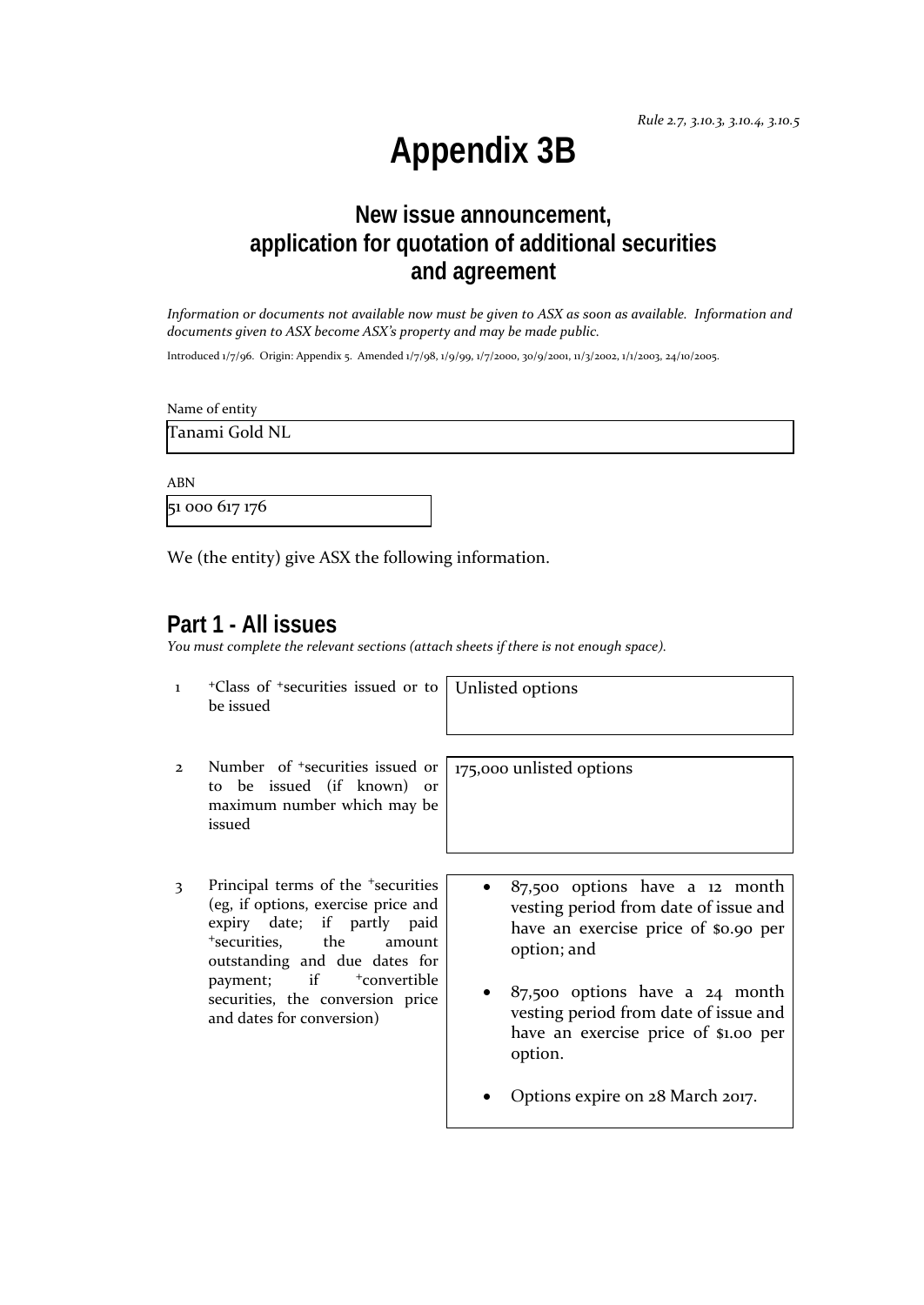*Rule 2.7, 3.10.3, 3.10.4, 3.10.5*

# Appendix 3B

## New issue announcement, application for quotation of additional securities and agreement

*Information or documents not available now must be given to ASX as soon as available. Information and documents given to ASX become ASX's property and may be made public.*

Introduced 1/7/96. Origin: Appendix 5. Amended 1/7/98, 1/9/99, 1/7/2000, 30/9/2001, 11/3/2002, 1/1/2003, 24/10/2005.

Name of entity

Tanami Gold NL

ABN

51 000 617 176

We (the entity) give ASX the following information.

## Part 1 - All issues

*You must complete the relevant sections (attach sheets if there is not enough space).*

| | | |
|---|---|---|
| 1 | +Class of +securities issued or to be issued | Unlisted options |
| 2 | Number of +securities issued or to be issued (if known) or maximum number which may be issued | 175,000 unlisted options |
| 3 | Principal terms of the +securities (eg, if options, exercise price and expiry date; if partly paid +securities, the amount outstanding and due dates for payment; if +convertible securities, the conversion price and dates for conversion) | • 87,500 options have a 12 month vesting period from date of issue and have an exercise price of $0.90 per option; and<br>• 87,500 options have a 24 month vesting period from date of issue and have an exercise price of $1.00 per option.<br>• Options expire on 28 March 2017. |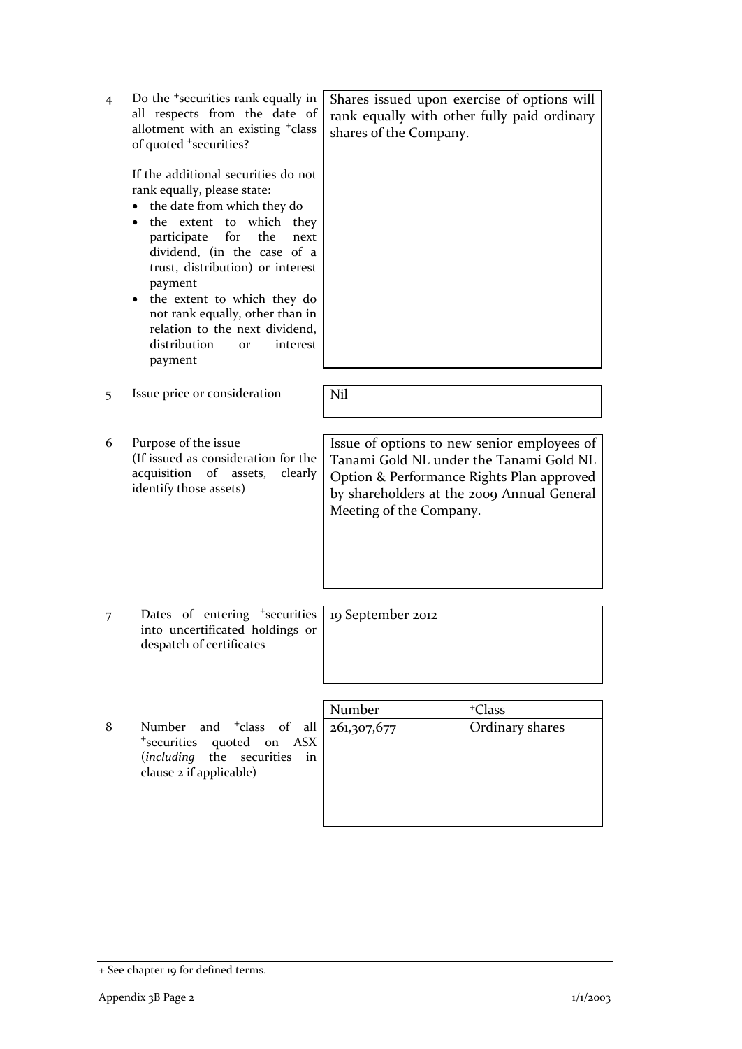| | | |
|---|---|---|
| 4 | Do the +securities rank equally in all respects from the date of allotment with an existing +class of quoted +securities?<br><br>If the additional securities do not rank equally, please state:<br>• the date from which they do<br>• the extent to which they participate for the next dividend, (in the case of a trust, distribution) or interest payment<br>• the extent to which they do not rank equally, other than in relation to the next dividend, distribution or interest payment | Shares issued upon exercise of options will rank equally with other fully paid ordinary shares of the Company. |
| 5 | Issue price or consideration | Nil |
| 6 | Purpose of the issue<br>(If issued as consideration for the acquisition of assets, clearly identify those assets) | Issue of options to new senior employees of Tanami Gold NL under the Tanami Gold NL Option & Performance Rights Plan approved by shareholders at the 2009 Annual General Meeting of the Company. |
| 7 | Dates of entering +securities into uncertificated holdings or despatch of certificates | 19 September 2012 |

| | | Number | +Class |
|---|---|---|---|
| 8 | Number and +class of all +securities quoted on ASX (*including* the securities in clause 2 if applicable) | 261,307,677 | Ordinary shares |

+ See chapter 19 for defined terms.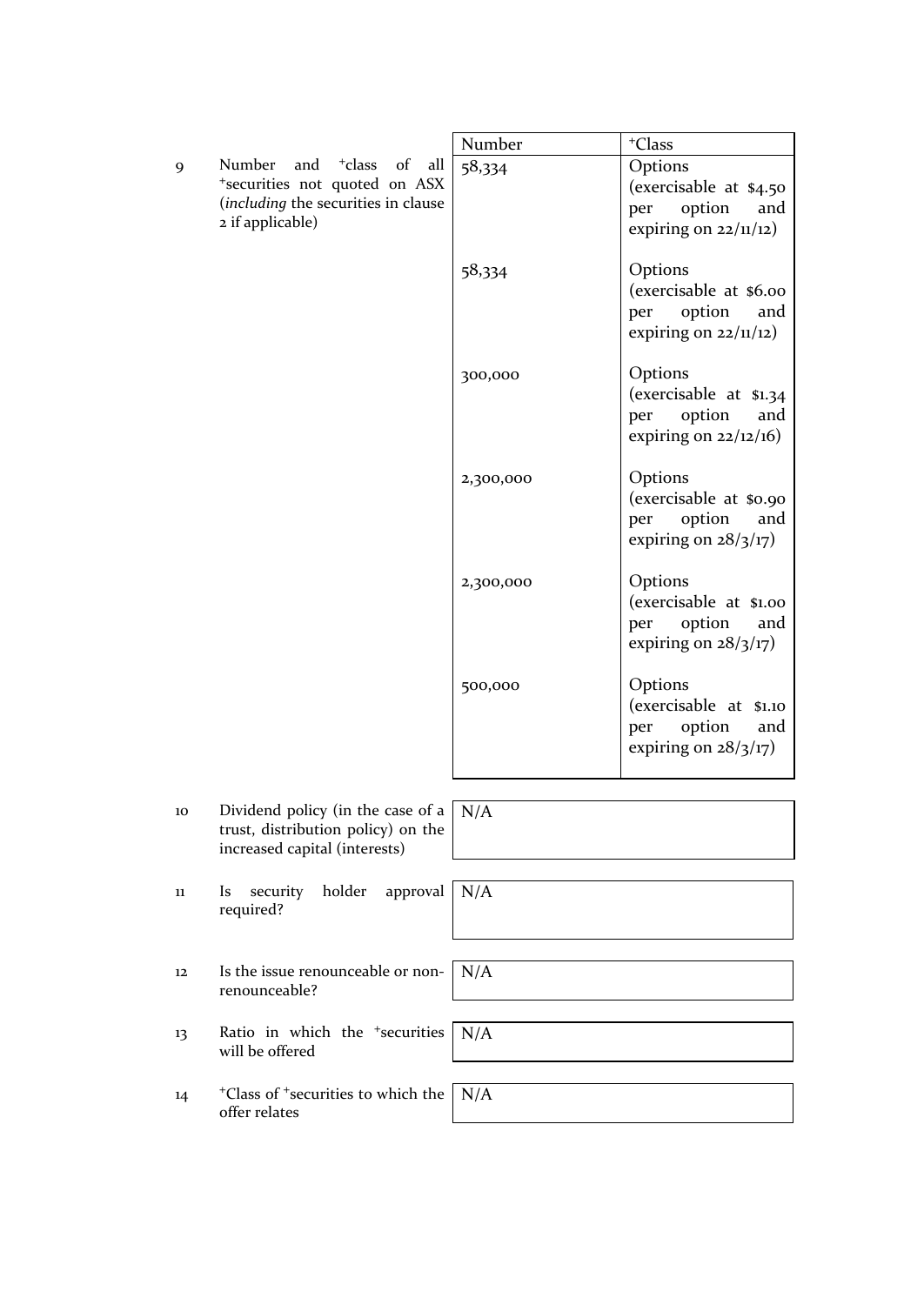| | | Number | +Class |
|---|---|---|---|
| 9 | Number and +class of all +securities not quoted on ASX (*including* the securities in clause 2 if applicable) | 58,334 | Options (exercisable at $4.50 per option and expiring on 22/11/12) |
| | | 58,334 | Options (exercisable at $6.00 per option and expiring on 22/11/12) |
| | | 300,000 | Options (exercisable at $1.34 per option and expiring on 22/12/16) |
| | | 2,300,000 | Options (exercisable at $0.90 per option and expiring on 28/3/17) |
| | | 2,300,000 | Options (exercisable at $1.00 per option and expiring on 28/3/17) |
| | | 500,000 | Options (exercisable at $1.10 per option and expiring on 28/3/17) |

| | | |
|---|---|---|
| 10 | Dividend policy (in the case of a trust, distribution policy) on the increased capital (interests) | N/A |
| 11 | Is security holder approval required? | N/A |
| 12 | Is the issue renounceable or non-renounceable? | N/A |
| 13 | Ratio in which the +securities will be offered | N/A |
| 14 | +Class of +securities to which the offer relates | N/A |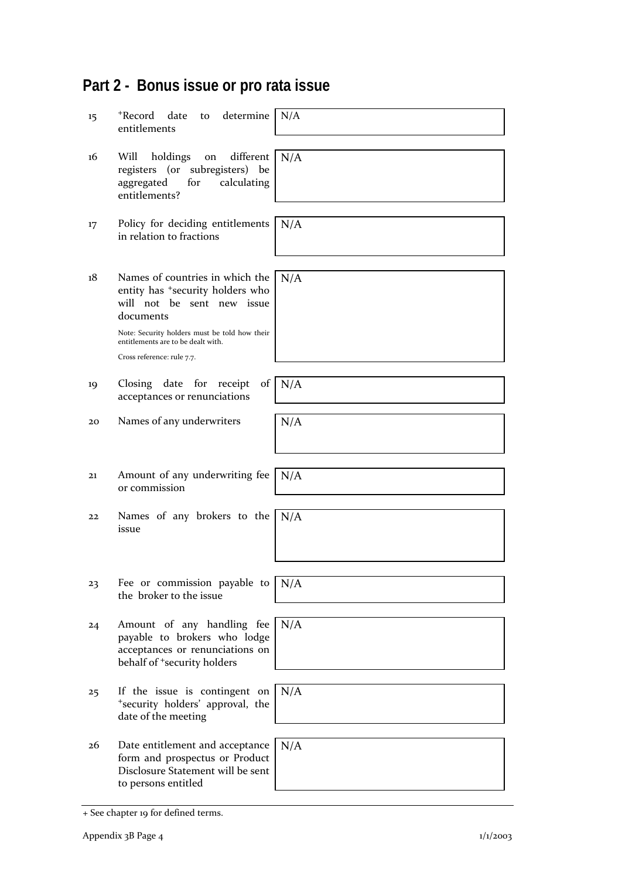## Part 2 - Bonus issue or pro rata issue

| | | |
|---|---|---|
| 15 | +Record date to determine entitlements | N/A |
| 16 | Will holdings on different registers (or subregisters) be aggregated for calculating entitlements? | N/A |
| 17 | Policy for deciding entitlements in relation to fractions | N/A |
| 18 | Names of countries in which the entity has +security holders who will not be sent new issue documents<br>Note: Security holders must be told how their entitlements are to be dealt with.<br>Cross reference: rule 7.7. | N/A |
| 19 | Closing date for receipt of acceptances or renunciations | N/A |
| 20 | Names of any underwriters | N/A |
| 21 | Amount of any underwriting fee or commission | N/A |
| 22 | Names of any brokers to the issue | N/A |
| 23 | Fee or commission payable to the broker to the issue | N/A |
| 24 | Amount of any handling fee payable to brokers who lodge acceptances or renunciations on behalf of +security holders | N/A |
| 25 | If the issue is contingent on +security holders' approval, the date of the meeting | N/A |
| 26 | Date entitlement and acceptance form and prospectus or Product Disclosure Statement will be sent to persons entitled | N/A |

+ See chapter 19 for defined terms.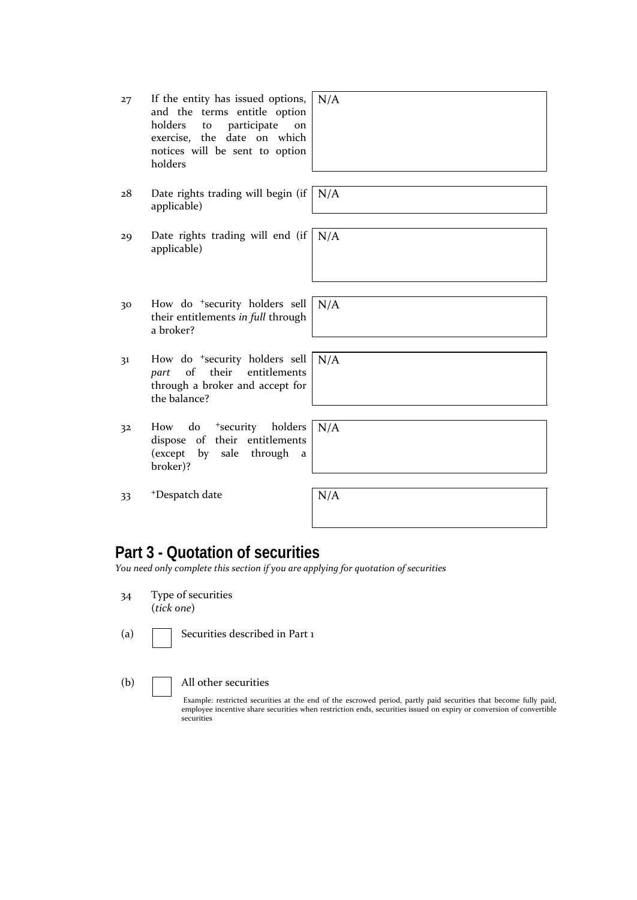| | | |
|---|---|---|
| 27 | If the entity has issued options, and the terms entitle option holders to participate on exercise, the date on which notices will be sent to option holders | N/A |
| 28 | Date rights trading will begin (if applicable) | N/A |
| 29 | Date rights trading will end (if applicable) | N/A |
| 30 | How do +security holders sell their entitlements *in full* through a broker? | N/A |
| 31 | How do +security holders sell *part* of their entitlements through a broker and accept for the balance? | N/A |
| 32 | How do +security holders dispose of their entitlements (except by sale through a broker)? | N/A |
| 33 | +Despatch date | N/A |

## Part 3 - Quotation of securities

*You need only complete this section if you are applying for quotation of securities*

34 Type of securities
(*tick one*)

(a) ☐ Securities described in Part 1

(b) ☐ All other securities

Example: restricted securities at the end of the escrowed period, partly paid securities that become fully paid, employee incentive share securities when restriction ends, securities issued on expiry or conversion of convertible securities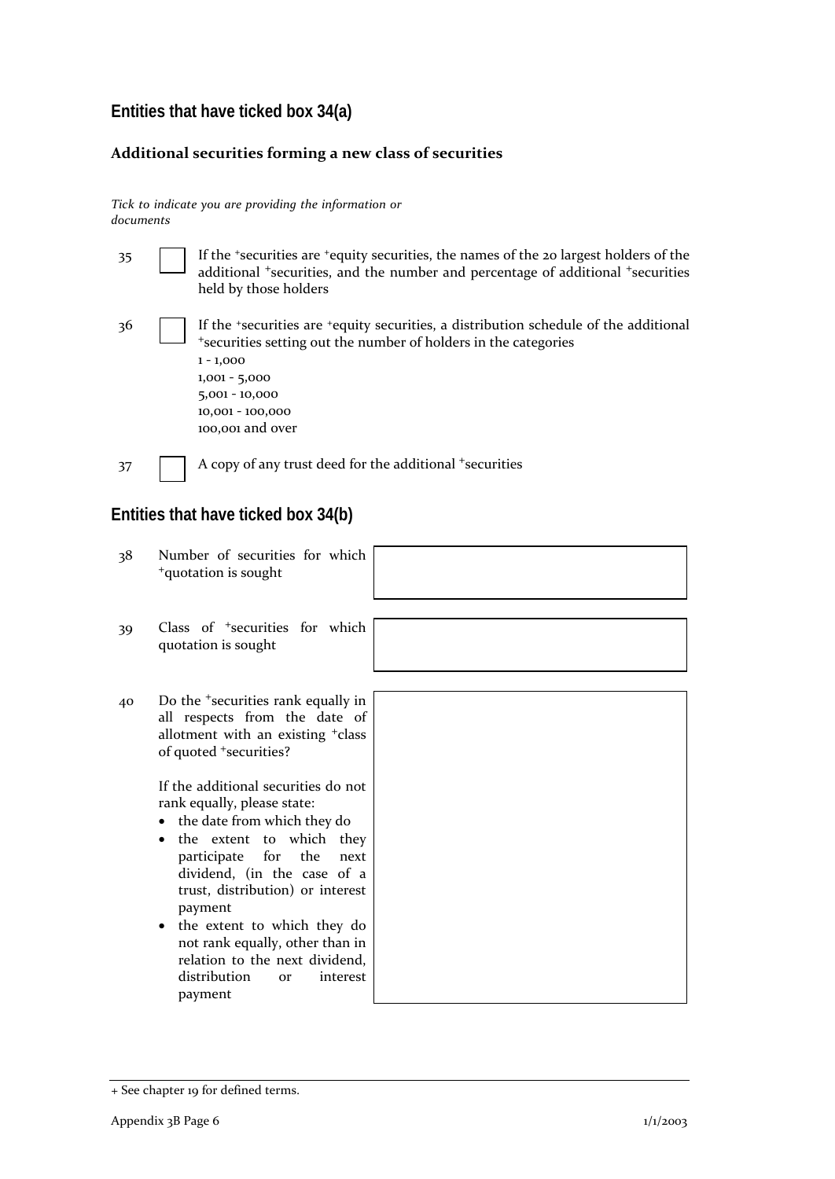## Entities that have ticked box 34(a)

### Additional securities forming a new class of securities

*Tick to indicate you are providing the information or documents*

35 ☐ If the +securities are +equity securities, the names of the 20 largest holders of the additional +securities, and the number and percentage of additional +securities held by those holders

36 ☐ If the +securities are +equity securities, a distribution schedule of the additional +securities setting out the number of holders in the categories
1 - 1,000
1,001 - 5,000
5,001 - 10,000
10,001 - 100,000
100,001 and over

37 ☐ A copy of any trust deed for the additional +securities

## Entities that have ticked box 34(b)

| | | |
|---|---|---|
| 38 | Number of securities for which +quotation is sought | |
| 39 | Class of +securities for which quotation is sought | |
| 40 | Do the +securities rank equally in all respects from the date of allotment with an existing +class of quoted +securities?<br><br>If the additional securities do not rank equally, please state:<br>• the date from which they do<br>• the extent to which they participate for the next dividend, (in the case of a trust, distribution) or interest payment<br>• the extent to which they do not rank equally, other than in relation to the next dividend, distribution or interest payment | |

+ See chapter 19 for defined terms.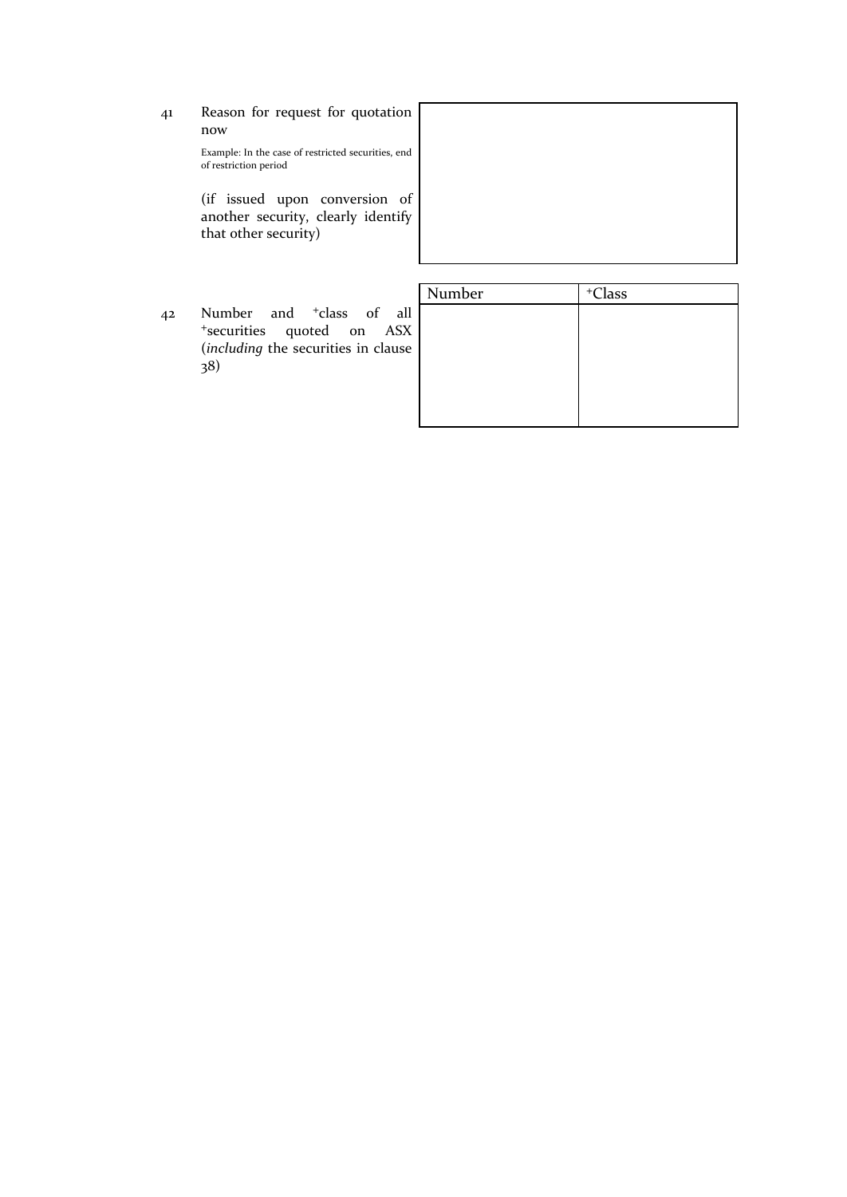41 Reason for request for quotation now

Example: In the case of restricted securities, end of restriction period

(if issued upon conversion of another security, clearly identify that other security)

| |
|---|
| |

42 Number and +class of all +securities quoted on ASX (*including* the securities in clause 38)

| Number | +Class |
|---|---|
| | |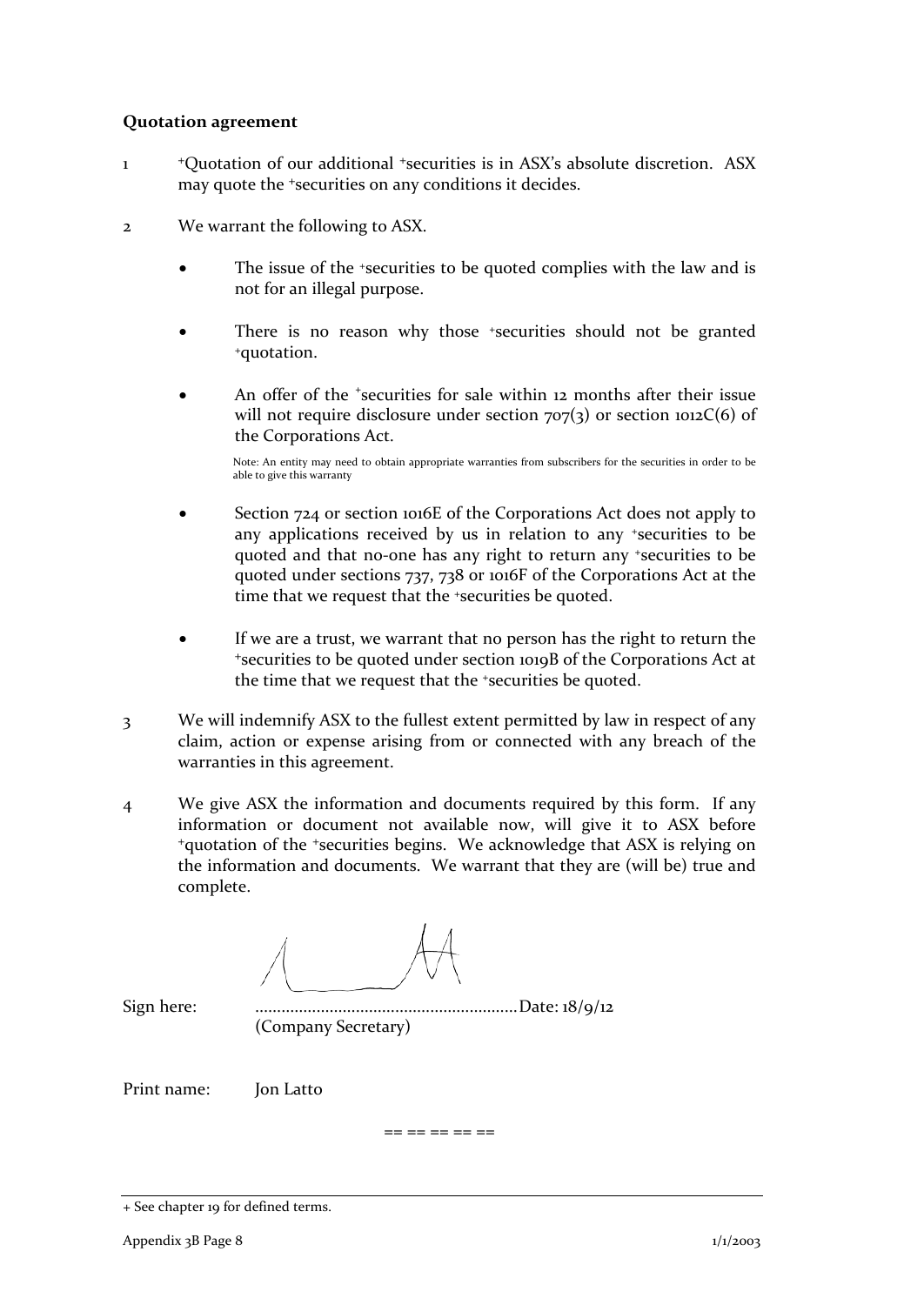**Quotation agreement**

1. +Quotation of our additional +securities is in ASX's absolute discretion. ASX may quote the +securities on any conditions it decides.

2. We warrant the following to ASX.

   - The issue of the +securities to be quoted complies with the law and is not for an illegal purpose.

   - There is no reason why those +securities should not be granted +quotation.

   - An offer of the +securities for sale within 12 months after their issue will not require disclosure under section 707(3) or section 1012C(6) of the Corporations Act.

     Note: An entity may need to obtain appropriate warranties from subscribers for the securities in order to be able to give this warranty

   - Section 724 or section 1016E of the Corporations Act does not apply to any applications received by us in relation to any +securities to be quoted and that no-one has any right to return any +securities to be quoted under sections 737, 738 or 1016F of the Corporations Act at the time that we request that the +securities be quoted.

   - If we are a trust, we warrant that no person has the right to return the +securities to be quoted under section 1019B of the Corporations Act at the time that we request that the +securities be quoted.

3. We will indemnify ASX to the fullest extent permitted by law in respect of any claim, action or expense arising from or connected with any breach of the warranties in this agreement.

4. We give ASX the information and documents required by this form. If any information or document not available now, will give it to ASX before +quotation of the +securities begins. We acknowledge that ASX is relying on the information and documents. We warrant that they are (will be) true and complete.

Sign here: ............................................................Date: 18/9/12
(Company Secretary)

Print name: Jon Latto

== == == == ==

+ See chapter 19 for defined terms.